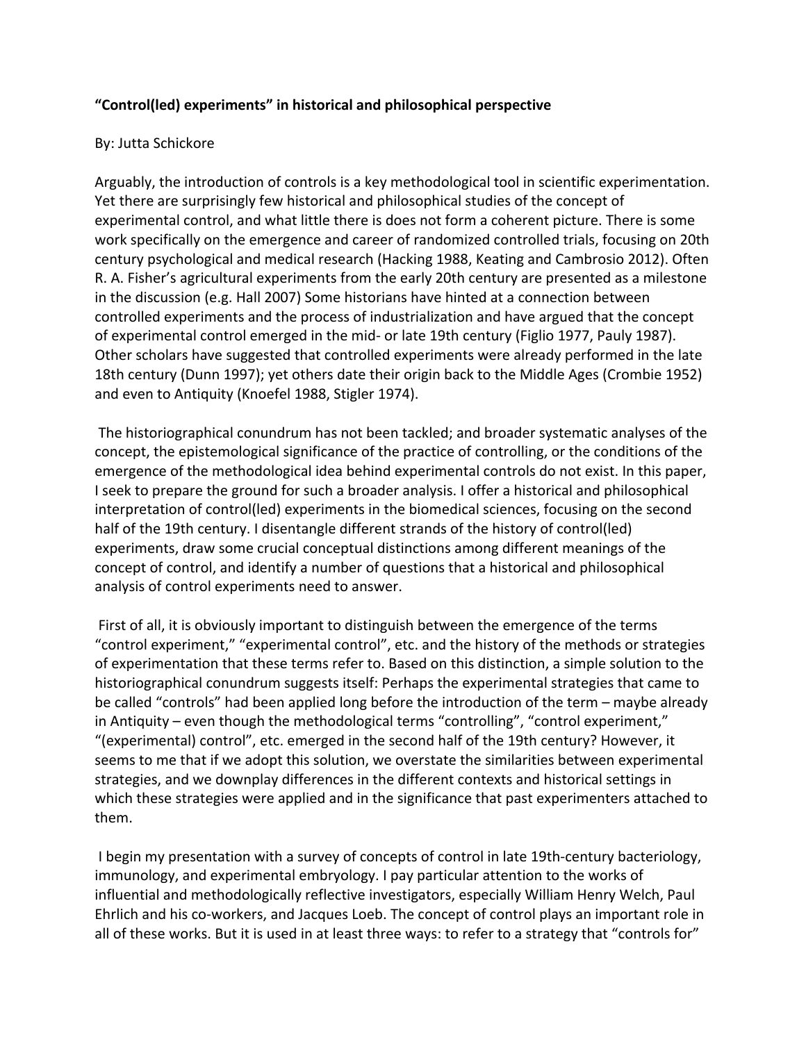**“Control(led) experiments” in historical and philosophical perspective**

By: Jutta Schickore

Arguably, the introduction of controls is a key methodological tool in scientific experimentation. Yet there are surprisingly few historical and philosophical studies of the concept of experimental control, and what little there is does not form a coherent picture. There is some work specifically on the emergence and career of randomized controlled trials, focusing on 20th century psychological and medical research (Hacking 1988, Keating and Cambrosio 2012). Often R. A. Fisher’s agricultural experiments from the early 20th century are presented as a milestone in the discussion (e.g. Hall 2007) Some historians have hinted at a connection between controlled experiments and the process of industrialization and have argued that the concept of experimental control emerged in the mid- or late 19th century (Figlio 1977, Pauly 1987). Other scholars have suggested that controlled experiments were already performed in the late 18th century (Dunn 1997); yet others date their origin back to the Middle Ages (Crombie 1952) and even to Antiquity (Knoefel 1988, Stigler 1974).

The historiographical conundrum has not been tackled; and broader systematic analyses of the concept, the epistemological significance of the practice of controlling, or the conditions of the emergence of the methodological idea behind experimental controls do not exist. In this paper, I seek to prepare the ground for such a broader analysis. I offer a historical and philosophical interpretation of control(led) experiments in the biomedical sciences, focusing on the second half of the 19th century. I disentangle different strands of the history of control(led) experiments, draw some crucial conceptual distinctions among different meanings of the concept of control, and identify a number of questions that a historical and philosophical analysis of control experiments need to answer.

First of all, it is obviously important to distinguish between the emergence of the terms “control experiment,” “experimental control”, etc. and the history of the methods or strategies of experimentation that these terms refer to. Based on this distinction, a simple solution to the historiographical conundrum suggests itself: Perhaps the experimental strategies that came to be called “controls” had been applied long before the introduction of the term – maybe already in Antiquity – even though the methodological terms “controlling”, “control experiment,” “(experimental) control”, etc. emerged in the second half of the 19th century? However, it seems to me that if we adopt this solution, we overstate the similarities between experimental strategies, and we downplay differences in the different contexts and historical settings in which these strategies were applied and in the significance that past experimenters attached to them.

I begin my presentation with a survey of concepts of control in late 19th-century bacteriology, immunology, and experimental embryology. I pay particular attention to the works of influential and methodologically reflective investigators, especially William Henry Welch, Paul Ehrlich and his co-workers, and Jacques Loeb. The concept of control plays an important role in all of these works. But it is used in at least three ways: to refer to a strategy that “controls for”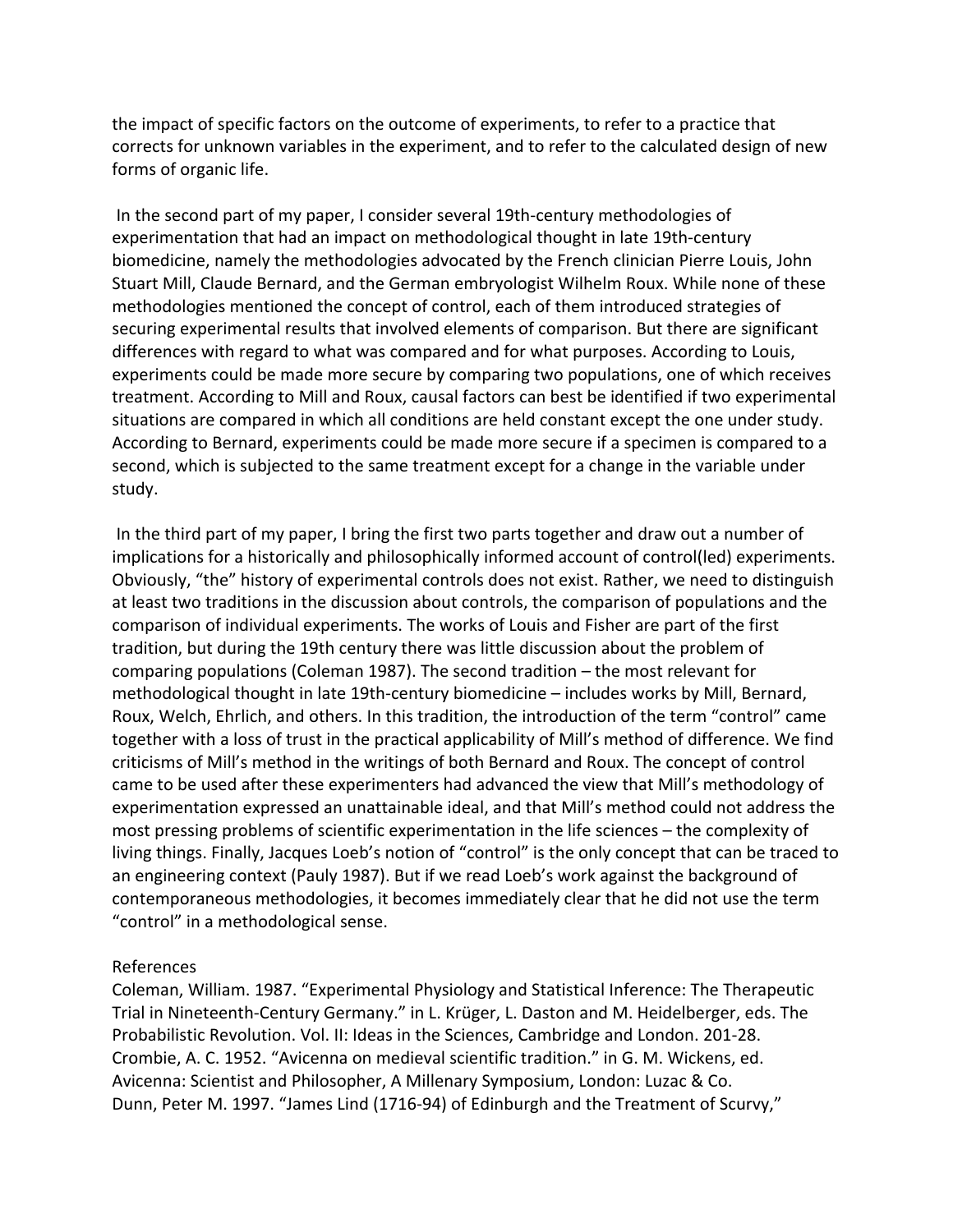the impact of specific factors on the outcome of experiments, to refer to a practice that corrects for unknown variables in the experiment, and to refer to the calculated design of new forms of organic life.

In the second part of my paper, I consider several 19th-century methodologies of experimentation that had an impact on methodological thought in late 19th-century biomedicine, namely the methodologies advocated by the French clinician Pierre Louis, John Stuart Mill, Claude Bernard, and the German embryologist Wilhelm Roux. While none of these methodologies mentioned the concept of control, each of them introduced strategies of securing experimental results that involved elements of comparison. But there are significant differences with regard to what was compared and for what purposes. According to Louis, experiments could be made more secure by comparing two populations, one of which receives treatment. According to Mill and Roux, causal factors can best be identified if two experimental situations are compared in which all conditions are held constant except the one under study. According to Bernard, experiments could be made more secure if a specimen is compared to a second, which is subjected to the same treatment except for a change in the variable under study.

In the third part of my paper, I bring the first two parts together and draw out a number of implications for a historically and philosophically informed account of control(led) experiments. Obviously, "the" history of experimental controls does not exist. Rather, we need to distinguish at least two traditions in the discussion about controls, the comparison of populations and the comparison of individual experiments. The works of Louis and Fisher are part of the first tradition, but during the 19th century there was little discussion about the problem of comparing populations (Coleman 1987). The second tradition – the most relevant for methodological thought in late 19th-century biomedicine – includes works by Mill, Bernard, Roux, Welch, Ehrlich, and others. In this tradition, the introduction of the term "control" came together with a loss of trust in the practical applicability of Mill's method of difference. We find criticisms of Mill's method in the writings of both Bernard and Roux. The concept of control came to be used after these experimenters had advanced the view that Mill's methodology of experimentation expressed an unattainable ideal, and that Mill's method could not address the most pressing problems of scientific experimentation in the life sciences – the complexity of living things. Finally, Jacques Loeb's notion of "control" is the only concept that can be traced to an engineering context (Pauly 1987). But if we read Loeb's work against the background of contemporaneous methodologies, it becomes immediately clear that he did not use the term "control" in a methodological sense.

References

Coleman, William. 1987. "Experimental Physiology and Statistical Inference: The Therapeutic Trial in Nineteenth-Century Germany." in L. Krüger, L. Daston and M. Heidelberger, eds. The Probabilistic Revolution. Vol. II: Ideas in the Sciences, Cambridge and London. 201-28.

Crombie, A. C. 1952. "Avicenna on medieval scientific tradition." in G. M. Wickens, ed. Avicenna: Scientist and Philosopher, A Millenary Symposium, London: Luzac & Co.

Dunn, Peter M. 1997. "James Lind (1716-94) of Edinburgh and the Treatment of Scurvy,"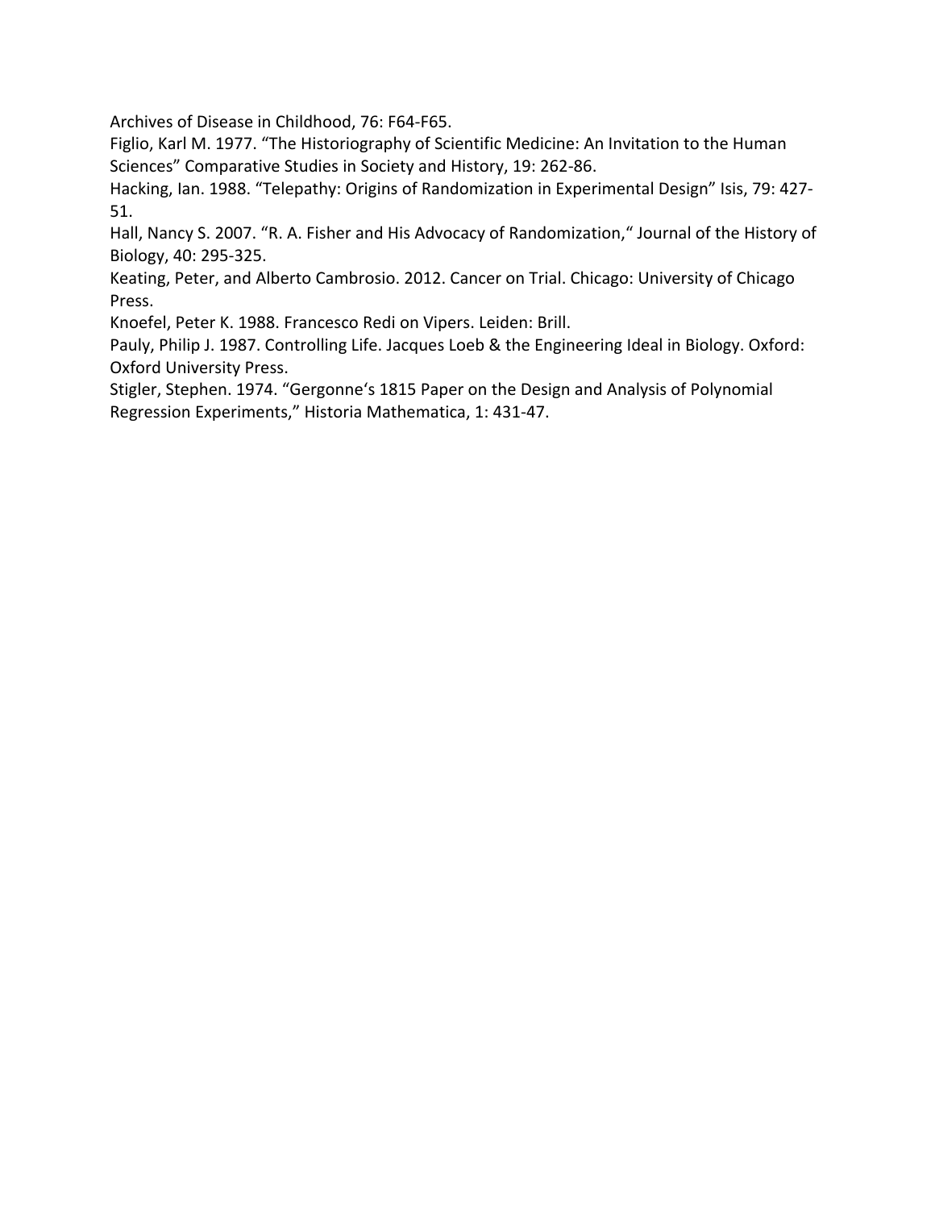Archives of Disease in Childhood, 76: F64-F65.

Figlio, Karl M. 1977. “The Historiography of Scientific Medicine: An Invitation to the Human Sciences” Comparative Studies in Society and History, 19: 262-86.

Hacking, Ian. 1988. “Telepathy: Origins of Randomization in Experimental Design” Isis, 79: 427-51.

Hall, Nancy S. 2007. “R. A. Fisher and His Advocacy of Randomization,“ Journal of the History of Biology, 40: 295-325.

Keating, Peter, and Alberto Cambrosio. 2012. Cancer on Trial. Chicago: University of Chicago Press.

Knoefel, Peter K. 1988. Francesco Redi on Vipers. Leiden: Brill.

Pauly, Philip J. 1987. Controlling Life. Jacques Loeb & the Engineering Ideal in Biology. Oxford: Oxford University Press.

Stigler, Stephen. 1974. “Gergonne‘s 1815 Paper on the Design and Analysis of Polynomial Regression Experiments,” Historia Mathematica, 1: 431-47.